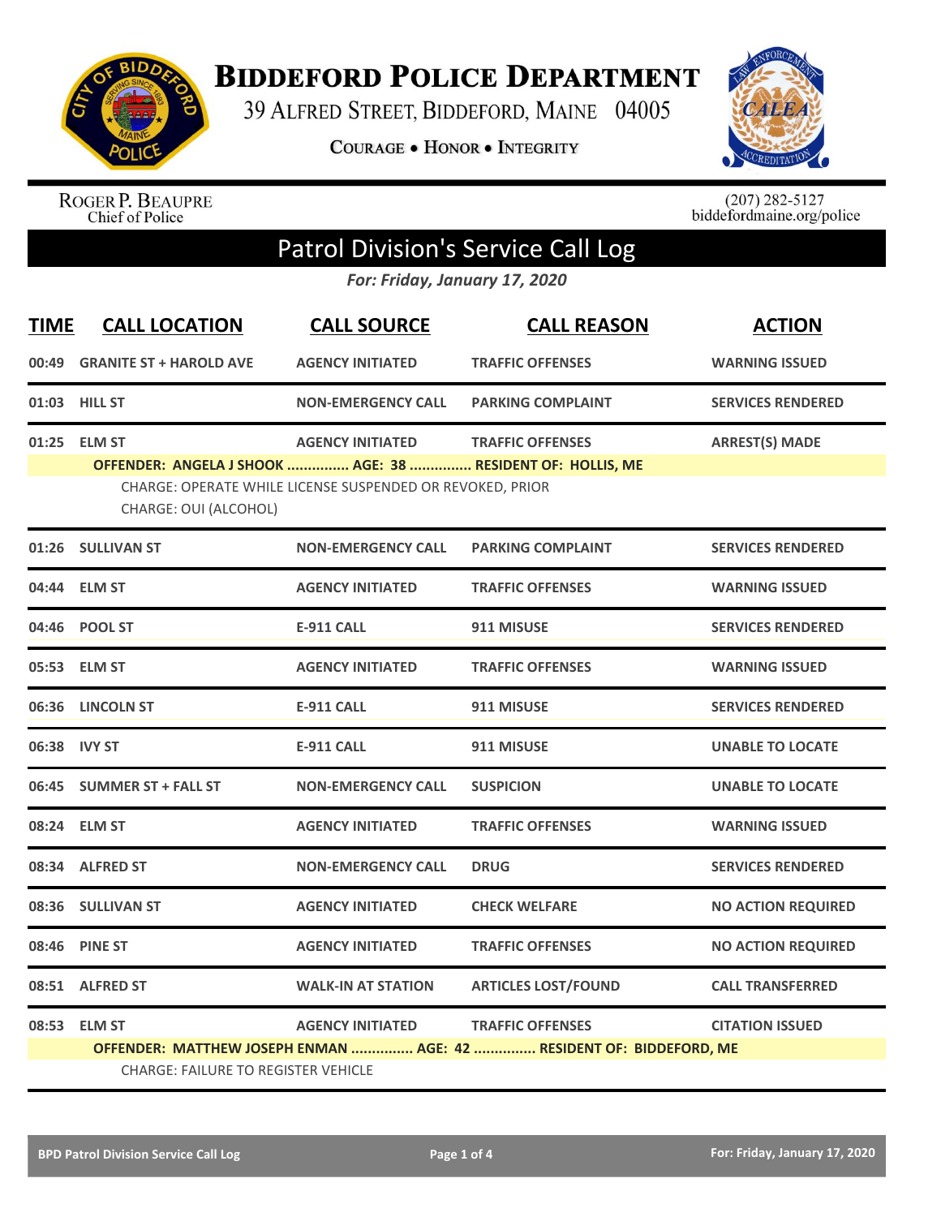# BIDDEFORD POLICE DEPARTMENT

39 ALFRED STREET, BIDDEFORD, MAINE 04005

COURAGE • HONOR • INTEGRITY

ROGER P. BEAUPRE
Chief of Police

(207) 282-5127
biddefordmaine.org/police

## Patrol Division's Service Call Log

*For: Friday, January 17, 2020*

| TIME | CALL LOCATION | CALL SOURCE | CALL REASON | ACTION |
|---|---|---|---|---|
| 00:49 | GRANITE ST + HAROLD AVE | AGENCY INITIATED | TRAFFIC OFFENSES | WARNING ISSUED |
| 01:03 | HILL ST | NON-EMERGENCY CALL | PARKING COMPLAINT | SERVICES RENDERED |
| 01:25 | ELM ST | AGENCY INITIATED | TRAFFIC OFFENSES | ARREST(S) MADE |
| | OFFENDER: ANGELA J SHOOK ............... AGE: 38 ............... RESIDENT OF: HOLLIS, ME<br>CHARGE: OPERATE WHILE LICENSE SUSPENDED OR REVOKED, PRIOR<br>CHARGE: OUI (ALCOHOL) | | | |
| 01:26 | SULLIVAN ST | NON-EMERGENCY CALL | PARKING COMPLAINT | SERVICES RENDERED |
| 04:44 | ELM ST | AGENCY INITIATED | TRAFFIC OFFENSES | WARNING ISSUED |
| 04:46 | POOL ST | E-911 CALL | 911 MISUSE | SERVICES RENDERED |
| 05:53 | ELM ST | AGENCY INITIATED | TRAFFIC OFFENSES | WARNING ISSUED |
| 06:36 | LINCOLN ST | E-911 CALL | 911 MISUSE | SERVICES RENDERED |
| 06:38 | IVY ST | E-911 CALL | 911 MISUSE | UNABLE TO LOCATE |
| 06:45 | SUMMER ST + FALL ST | NON-EMERGENCY CALL | SUSPICION | UNABLE TO LOCATE |
| 08:24 | ELM ST | AGENCY INITIATED | TRAFFIC OFFENSES | WARNING ISSUED |
| 08:34 | ALFRED ST | NON-EMERGENCY CALL | DRUG | SERVICES RENDERED |
| 08:36 | SULLIVAN ST | AGENCY INITIATED | CHECK WELFARE | NO ACTION REQUIRED |
| 08:46 | PINE ST | AGENCY INITIATED | TRAFFIC OFFENSES | NO ACTION REQUIRED |
| 08:51 | ALFRED ST | WALK-IN AT STATION | ARTICLES LOST/FOUND | CALL TRANSFERRED |
| 08:53 | ELM ST | AGENCY INITIATED | TRAFFIC OFFENSES | CITATION ISSUED |
| | OFFENDER: MATTHEW JOSEPH ENMAN ............... AGE: 42 ............... RESIDENT OF: BIDDEFORD, ME<br>CHARGE: FAILURE TO REGISTER VEHICLE | | | |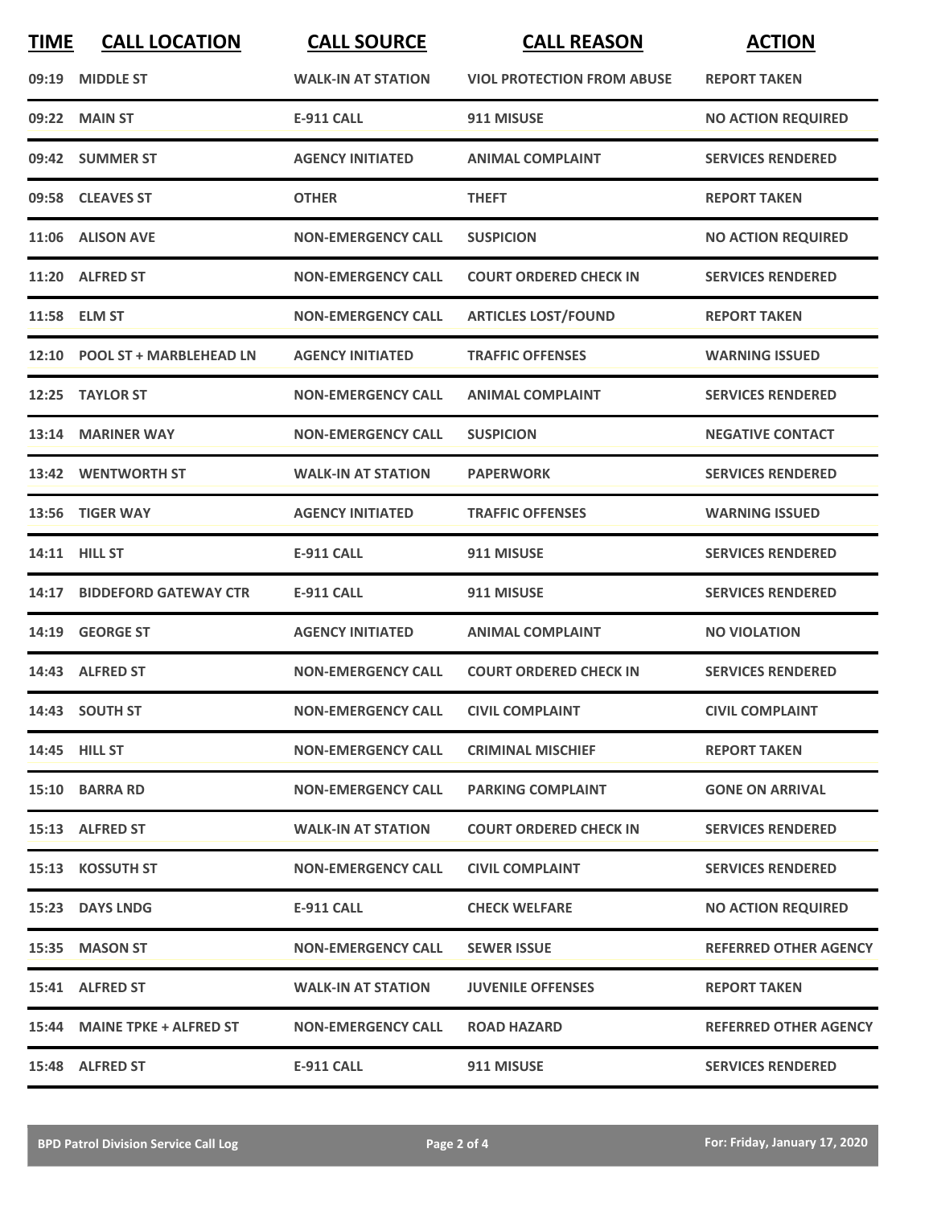| TIME | CALL LOCATION | CALL SOURCE | CALL REASON | ACTION |
|---|---|---|---|---|
| 09:19 | MIDDLE ST | WALK-IN AT STATION | VIOL PROTECTION FROM ABUSE | REPORT TAKEN |
| 09:22 | MAIN ST | E-911 CALL | 911 MISUSE | NO ACTION REQUIRED |
| 09:42 | SUMMER ST | AGENCY INITIATED | ANIMAL COMPLAINT | SERVICES RENDERED |
| 09:58 | CLEAVES ST | OTHER | THEFT | REPORT TAKEN |
| 11:06 | ALISON AVE | NON-EMERGENCY CALL | SUSPICION | NO ACTION REQUIRED |
| 11:20 | ALFRED ST | NON-EMERGENCY CALL | COURT ORDERED CHECK IN | SERVICES RENDERED |
| 11:58 | ELM ST | NON-EMERGENCY CALL | ARTICLES LOST/FOUND | REPORT TAKEN |
| 12:10 | POOL ST + MARBLEHEAD LN | AGENCY INITIATED | TRAFFIC OFFENSES | WARNING ISSUED |
| 12:25 | TAYLOR ST | NON-EMERGENCY CALL | ANIMAL COMPLAINT | SERVICES RENDERED |
| 13:14 | MARINER WAY | NON-EMERGENCY CALL | SUSPICION | NEGATIVE CONTACT |
| 13:42 | WENTWORTH ST | WALK-IN AT STATION | PAPERWORK | SERVICES RENDERED |
| 13:56 | TIGER WAY | AGENCY INITIATED | TRAFFIC OFFENSES | WARNING ISSUED |
| 14:11 | HILL ST | E-911 CALL | 911 MISUSE | SERVICES RENDERED |
| 14:17 | BIDDEFORD GATEWAY CTR | E-911 CALL | 911 MISUSE | SERVICES RENDERED |
| 14:19 | GEORGE ST | AGENCY INITIATED | ANIMAL COMPLAINT | NO VIOLATION |
| 14:43 | ALFRED ST | NON-EMERGENCY CALL | COURT ORDERED CHECK IN | SERVICES RENDERED |
| 14:43 | SOUTH ST | NON-EMERGENCY CALL | CIVIL COMPLAINT | CIVIL COMPLAINT |
| 14:45 | HILL ST | NON-EMERGENCY CALL | CRIMINAL MISCHIEF | REPORT TAKEN |
| 15:10 | BARRA RD | NON-EMERGENCY CALL | PARKING COMPLAINT | GONE ON ARRIVAL |
| 15:13 | ALFRED ST | WALK-IN AT STATION | COURT ORDERED CHECK IN | SERVICES RENDERED |
| 15:13 | KOSSUTH ST | NON-EMERGENCY CALL | CIVIL COMPLAINT | SERVICES RENDERED |
| 15:23 | DAYS LNDG | E-911 CALL | CHECK WELFARE | NO ACTION REQUIRED |
| 15:35 | MASON ST | NON-EMERGENCY CALL | SEWER ISSUE | REFERRED OTHER AGENCY |
| 15:41 | ALFRED ST | WALK-IN AT STATION | JUVENILE OFFENSES | REPORT TAKEN |
| 15:44 | MAINE TPKE + ALFRED ST | NON-EMERGENCY CALL | ROAD HAZARD | REFERRED OTHER AGENCY |
| 15:48 | ALFRED ST | E-911 CALL | 911 MISUSE | SERVICES RENDERED |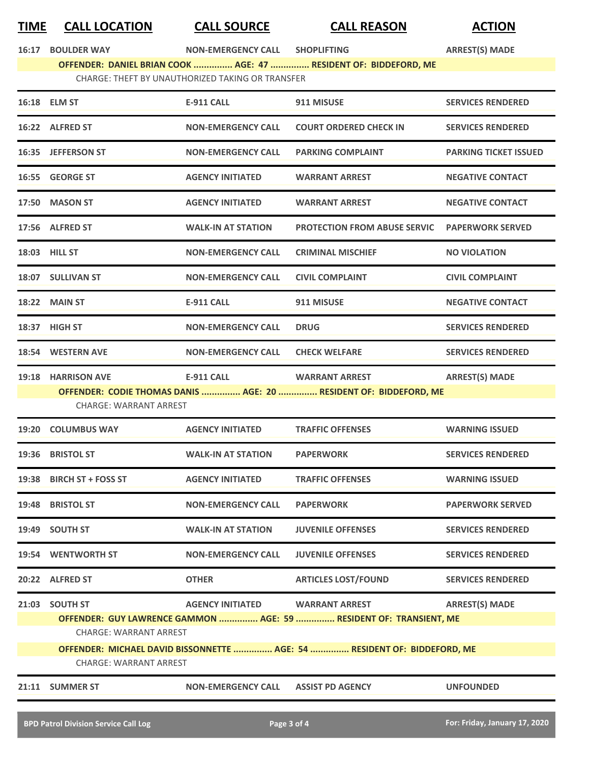| TIME | CALL LOCATION | CALL SOURCE | CALL REASON | ACTION |
|---|---|---|---|---|
| 16:17 | BOULDER WAY | NON-EMERGENCY CALL | SHOPLIFTING | ARREST(S) MADE |
| | **OFFENDER: DANIEL BRIAN COOK ............... AGE: 47 ............... RESIDENT OF: BIDDEFORD, ME** | | | |
| | CHARGE: THEFT BY UNAUTHORIZED TAKING OR TRANSFER | | | |
| 16:18 | ELM ST | E-911 CALL | 911 MISUSE | SERVICES RENDERED |
| 16:22 | ALFRED ST | NON-EMERGENCY CALL | COURT ORDERED CHECK IN | SERVICES RENDERED |
| 16:35 | JEFFERSON ST | NON-EMERGENCY CALL | PARKING COMPLAINT | PARKING TICKET ISSUED |
| 16:55 | GEORGE ST | AGENCY INITIATED | WARRANT ARREST | NEGATIVE CONTACT |
| 17:50 | MASON ST | AGENCY INITIATED | WARRANT ARREST | NEGATIVE CONTACT |
| 17:56 | ALFRED ST | WALK-IN AT STATION | PROTECTION FROM ABUSE SERVIC | PAPERWORK SERVED |
| 18:03 | HILL ST | NON-EMERGENCY CALL | CRIMINAL MISCHIEF | NO VIOLATION |
| 18:07 | SULLIVAN ST | NON-EMERGENCY CALL | CIVIL COMPLAINT | CIVIL COMPLAINT |
| 18:22 | MAIN ST | E-911 CALL | 911 MISUSE | NEGATIVE CONTACT |
| 18:37 | HIGH ST | NON-EMERGENCY CALL | DRUG | SERVICES RENDERED |
| 18:54 | WESTERN AVE | NON-EMERGENCY CALL | CHECK WELFARE | SERVICES RENDERED |
| 19:18 | HARRISON AVE | E-911 CALL | WARRANT ARREST | ARREST(S) MADE |
| | **OFFENDER: CODIE THOMAS DANIS ............... AGE: 20 ............... RESIDENT OF: BIDDEFORD, ME** | | | |
| | CHARGE: WARRANT ARREST | | | |
| 19:20 | COLUMBUS WAY | AGENCY INITIATED | TRAFFIC OFFENSES | WARNING ISSUED |
| 19:36 | BRISTOL ST | WALK-IN AT STATION | PAPERWORK | SERVICES RENDERED |
| 19:38 | BIRCH ST + FOSS ST | AGENCY INITIATED | TRAFFIC OFFENSES | WARNING ISSUED |
| 19:48 | BRISTOL ST | NON-EMERGENCY CALL | PAPERWORK | PAPERWORK SERVED |
| 19:49 | SOUTH ST | WALK-IN AT STATION | JUVENILE OFFENSES | SERVICES RENDERED |
| 19:54 | WENTWORTH ST | NON-EMERGENCY CALL | JUVENILE OFFENSES | SERVICES RENDERED |
| 20:22 | ALFRED ST | OTHER | ARTICLES LOST/FOUND | SERVICES RENDERED |
| 21:03 | SOUTH ST | AGENCY INITIATED | WARRANT ARREST | ARREST(S) MADE |
| | **OFFENDER: GUY LAWRENCE GAMMON ............... AGE: 59 ............... RESIDENT OF: TRANSIENT, ME** | | | |
| | CHARGE: WARRANT ARREST | | | |
| | **OFFENDER: MICHAEL DAVID BISSONNETTE ............... AGE: 54 ............... RESIDENT OF: BIDDEFORD, ME** | | | |
| | CHARGE: WARRANT ARREST | | | |
| 21:11 | SUMMER ST | NON-EMERGENCY CALL | ASSIST PD AGENCY | UNFOUNDED |

BPD Patrol Division Service Call Log — For: Friday, January 17, 2020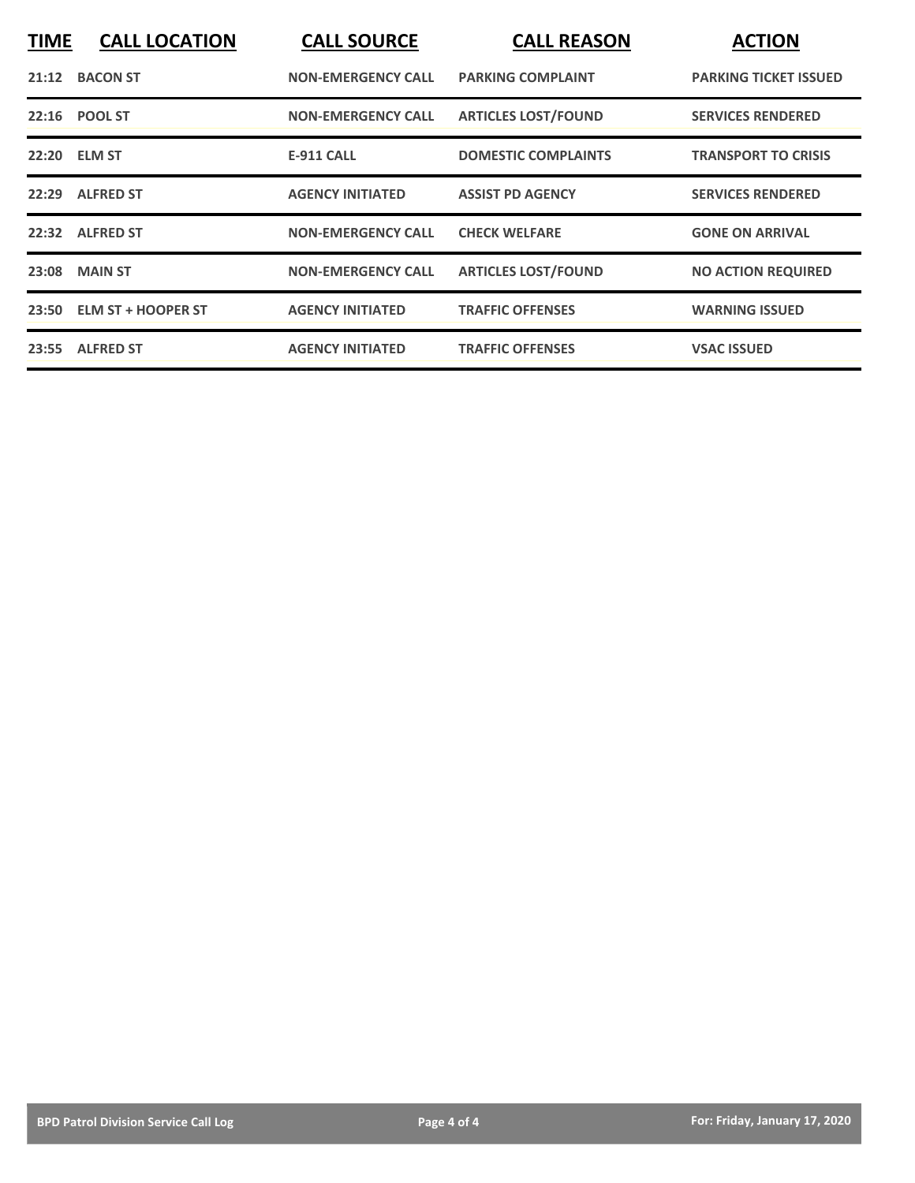| TIME | CALL LOCATION | CALL SOURCE | CALL REASON | ACTION |
| --- | --- | --- | --- | --- |
| 21:12 | BACON ST | NON-EMERGENCY CALL | PARKING COMPLAINT | PARKING TICKET ISSUED |
| 22:16 | POOL ST | NON-EMERGENCY CALL | ARTICLES LOST/FOUND | SERVICES RENDERED |
| 22:20 | ELM ST | E-911 CALL | DOMESTIC COMPLAINTS | TRANSPORT TO CRISIS |
| 22:29 | ALFRED ST | AGENCY INITIATED | ASSIST PD AGENCY | SERVICES RENDERED |
| 22:32 | ALFRED ST | NON-EMERGENCY CALL | CHECK WELFARE | GONE ON ARRIVAL |
| 23:08 | MAIN ST | NON-EMERGENCY CALL | ARTICLES LOST/FOUND | NO ACTION REQUIRED |
| 23:50 | ELM ST + HOOPER ST | AGENCY INITIATED | TRAFFIC OFFENSES | WARNING ISSUED |
| 23:55 | ALFRED ST | AGENCY INITIATED | TRAFFIC OFFENSES | VSAC ISSUED |